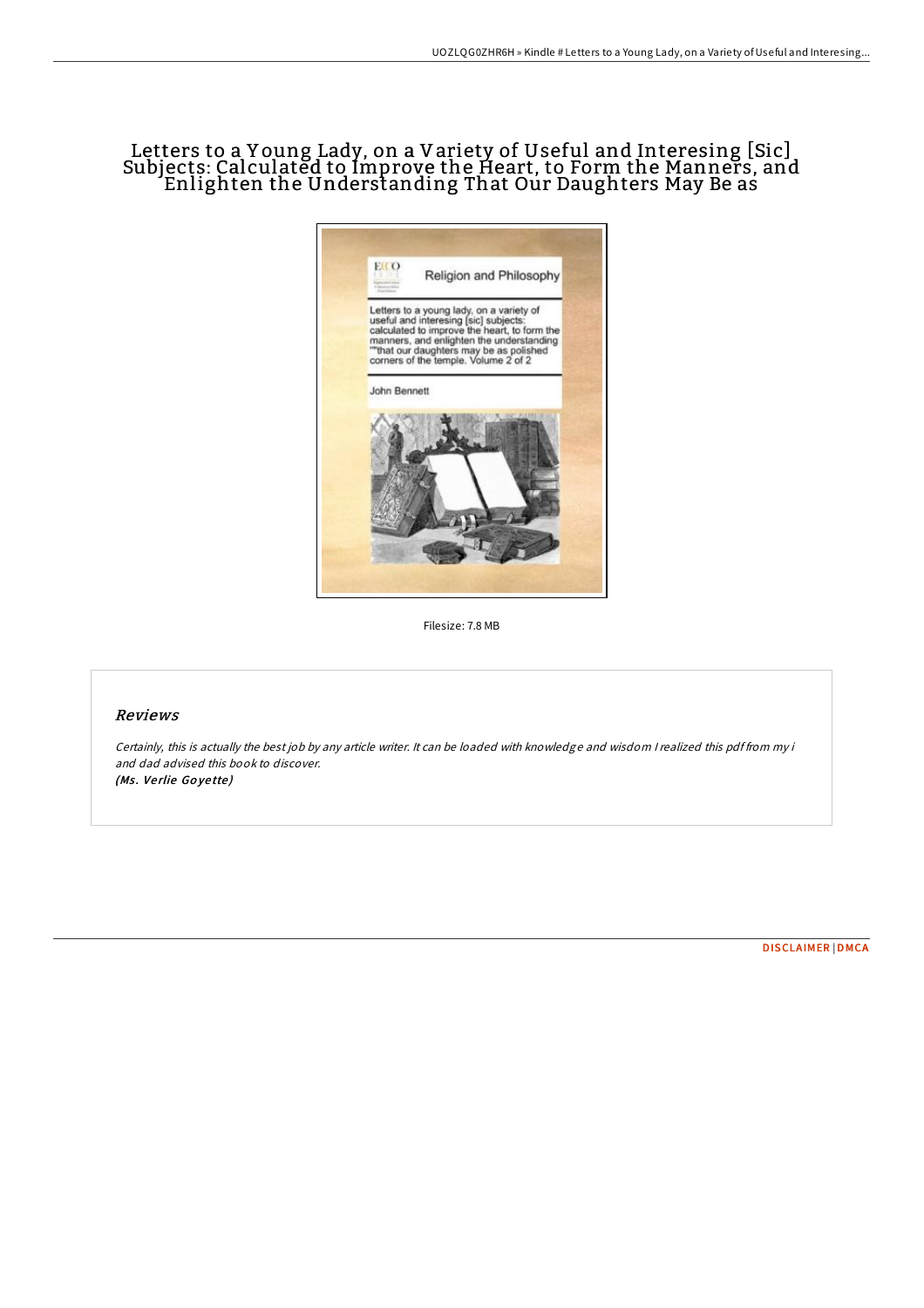# Letters to a Young Lady, on a Variety of Useful and Interesing [Sic] Subjects: Calculated to Improve the Heart, to Form the Manners, and Enlighten the Understanding That Our Daughters May Be as

Filesize: 7.8 MB

## Reviews

*Certainly, this is actually the best job by any article writer. It can be loaded with knowledge and wisdom I realized this pdf from my i and dad advised this book to discover.*
***(Ms. Verlie Goyette)***

DISCLAIMER | DMCA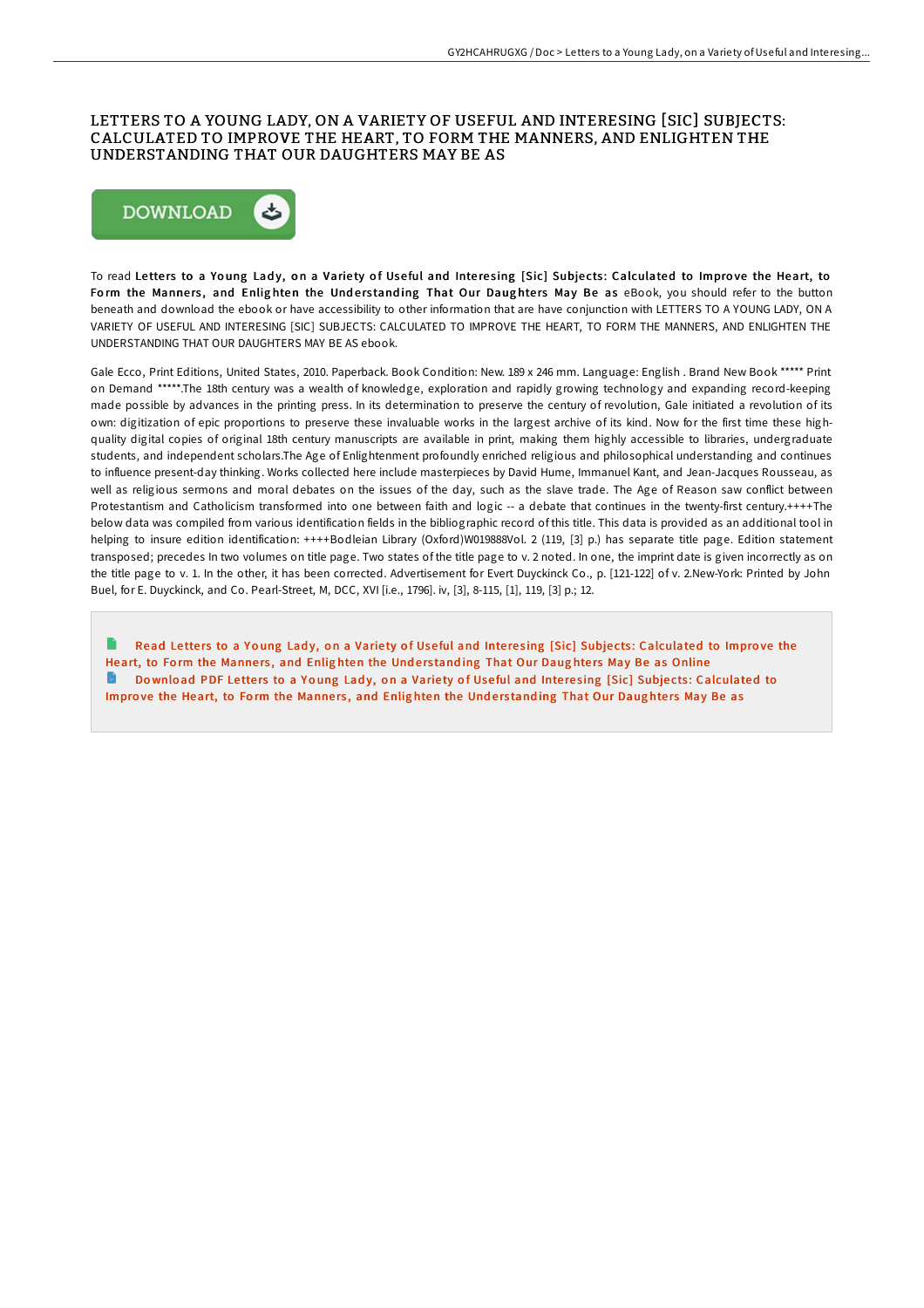# LETTERS TO A YOUNG LADY, ON A VARIETY OF USEFUL AND INTERESING [SIC] SUBJECTS: CALCULATED TO IMPROVE THE HEART, TO FORM THE MANNERS, AND ENLIGHTEN THE UNDERSTANDING THAT OUR DAUGHTERS MAY BE AS

DOWNLOAD

To read **Letters to a Young Lady, on a Variety of Useful and Interesing [Sic] Subjects: Calculated to Improve the Heart, to Form the Manners, and Enlighten the Understanding That Our Daughters May Be as** eBook, you should refer to the button beneath and download the ebook or have accessibility to other information that are have conjunction with LETTERS TO A YOUNG LADY, ON A VARIETY OF USEFUL AND INTERESING [SIC] SUBJECTS: CALCULATED TO IMPROVE THE HEART, TO FORM THE MANNERS, AND ENLIGHTEN THE UNDERSTANDING THAT OUR DAUGHTERS MAY BE AS ebook.

Gale Ecco, Print Editions, United States, 2010. Paperback. Book Condition: New. 189 x 246 mm. Language: English . Brand New Book ***** Print on Demand *****.The 18th century was a wealth of knowledge, exploration and rapidly growing technology and expanding record-keeping made possible by advances in the printing press. In its determination to preserve the century of revolution, Gale initiated a revolution of its own: digitization of epic proportions to preserve these invaluable works in the largest archive of its kind. Now for the first time these high-quality digital copies of original 18th century manuscripts are available in print, making them highly accessible to libraries, undergraduate students, and independent scholars.The Age of Enlightenment profoundly enriched religious and philosophical understanding and continues to influence present-day thinking. Works collected here include masterpieces by David Hume, Immanuel Kant, and Jean-Jacques Rousseau, as well as religious sermons and moral debates on the issues of the day, such as the slave trade. The Age of Reason saw conflict between Protestantism and Catholicism transformed into one between faith and logic -- a debate that continues in the twenty-first century.++++The below data was compiled from various identification fields in the bibliographic record of this title. This data is provided as an additional tool in helping to insure edition identification: ++++Bodleian Library (Oxford)W019888Vol. 2 (119, [3] p.) has separate title page. Edition statement transposed; precedes In two volumes on title page. Two states of the title page to v. 2 noted. In one, the imprint date is given incorrectly as on the title page to v. 1. In the other, it has been corrected. Advertisement for Evert Duyckinck Co., p. [121-122] of v. 2.New-York: Printed by John Buel, for E. Duyckinck, and Co. Pearl-Street, M, DCC, XVI [i.e., 1796]. iv, [3], 8-115, [1], 119, [3] p.; 12.

- Read Letters to a Young Lady, on a Variety of Useful and Interesing [Sic] Subjects: Calculated to Improve the Heart, to Form the Manners, and Enlighten the Understanding That Our Daughters May Be as Online
- Download PDF Letters to a Young Lady, on a Variety of Useful and Interesing [Sic] Subjects: Calculated to Improve the Heart, to Form the Manners, and Enlighten the Understanding That Our Daughters May Be as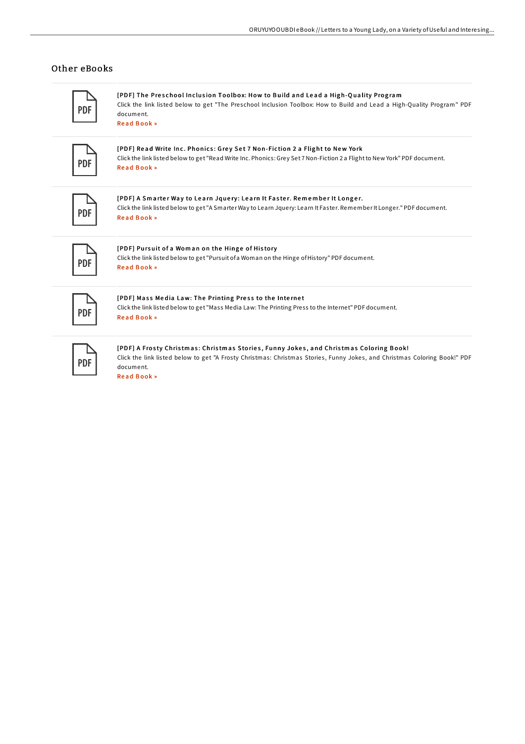## Other eBooks

**[PDF] The Preschool Inclusion Toolbox: How to Build and Lead a High-Quality Program**

Click the link listed below to get "The Preschool Inclusion Toolbox: How to Build and Lead a High-Quality Program" PDF document.

Read Book »

**[PDF] Read Write Inc. Phonics: Grey Set 7 Non-Fiction 2 a Flight to New York**

Click the link listed below to get "Read Write Inc. Phonics: Grey Set 7 Non-Fiction 2 a Flight to New York" PDF document.

Read Book »

**[PDF] A Smarter Way to Learn Jquery: Learn It Faster. Remember It Longer.**

Click the link listed below to get "A Smarter Way to Learn Jquery: Learn It Faster. Remember It Longer." PDF document.

Read Book »

**[PDF] Pursuit of a Woman on the Hinge of History**

Click the link listed below to get "Pursuit of a Woman on the Hinge of History" PDF document.

Read Book »

**[PDF] Mass Media Law: The Printing Press to the Internet**

Click the link listed below to get "Mass Media Law: The Printing Press to the Internet" PDF document.

Read Book »

**[PDF] A Frosty Christmas: Christmas Stories, Funny Jokes, and Christmas Coloring Book!**

Click the link listed below to get "A Frosty Christmas: Christmas Stories, Funny Jokes, and Christmas Coloring Book!" PDF document.

Read Book »